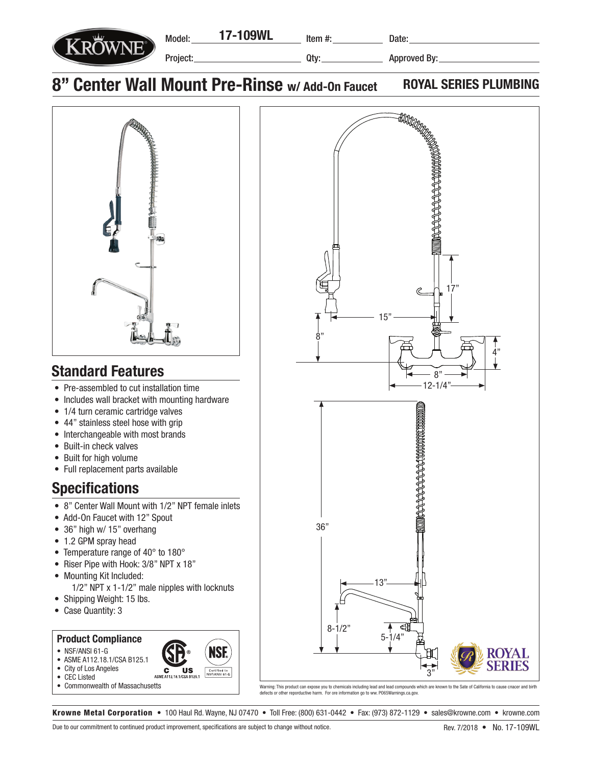Model: **17-109WL** Item #: Date:

Project: Qty: Approved By:

# 8" Center Wall Mount Pre-Rinse w/ Add-On Faucet

**ROYAL SERIES PLUMBING**

## Standard Features

- Pre-assembled to cut installation time
- Includes wall bracket with mounting hardware
- 1/4 turn ceramic cartridge valves
- 44" stainless steel hose with grip
- Interchangeable with most brands
- Built-in check valves
- Built for high volume
- Full replacement parts available

## Specifications

- 8" Center Wall Mount with 1/2" NPT female inlets
- Add-On Faucet with 12" Spout
- 36" high w/ 15" overhang
- 1.2 GPM spray head
- Temperature range of 40° to 180°
- Riser Pipe with Hook: 3/8" NPT x 18"
- Mounting Kit Included:
  1/2" NPT x 1-1/2" male nipples with locknuts
- Shipping Weight: 15 lbs.
- Case Quantity: 3

### Product Compliance

- NSF/ANSI 61-G
- ASME A112.18.1/CSA B125.1
- City of Los Angeles
- CEC Listed
- Commonwealth of Massachusetts

17" 15" 8" 4" 8" 12-1/4" 36" 13" 8-1/2" 5-1/4" 3"

Warning: This product can expose you to chemicals including lead and lead compounds which are known to the Sate of California to cause cnacer and birth defects or other reporductive harm. For ore information go to ww. PO65Warnings.ca.gov.

**Krowne Metal Corporation** • 100 Haul Rd. Wayne, NJ 07470 • Toll Free: (800) 631-0442 • Fax: (973) 872-1129 • sales@krowne.com • krowne.com

Due to our commitment to continued product improvement, specifications are subject to change without notice.

Rev. 7/2018 • No. 17-109WL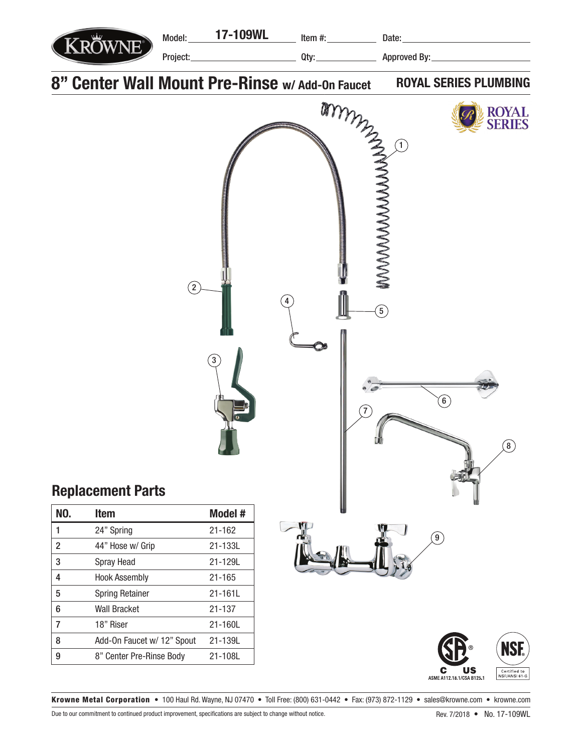Model: 17-109WL Item #: Date:

Project: Qty: Approved By:

# 8" Center Wall Mount Pre-Rinse w/ Add-On Faucet

ROYAL SERIES PLUMBING

## Replacement Parts

| NO. | Item | Model # |
|---|---|---|
| 1 | 24" Spring | 21-162 |
| 2 | 44" Hose w/ Grip | 21-133L |
| 3 | Spray Head | 21-129L |
| 4 | Hook Assembly | 21-165 |
| 5 | Spring Retainer | 21-161L |
| 6 | Wall Bracket | 21-137 |
| 7 | 18" Riser | 21-160L |
| 8 | Add-On Faucet w/ 12" Spout | 21-139L |
| 9 | 8" Center Pre-Rinse Body | 21-108L |

ASME A112.18.1/CSA B125.1

Certified to NSF/ANSI 61-G

**Krowne Metal Corporation** • 100 Haul Rd. Wayne, NJ 07470 • Toll Free: (800) 631-0442 • Fax: (973) 872-1129 • sales@krowne.com • krowne.com

Due to our commitment to continued product improvement, specifications are subject to change without notice.

Rev. 7/2018 • No. 17-109WL